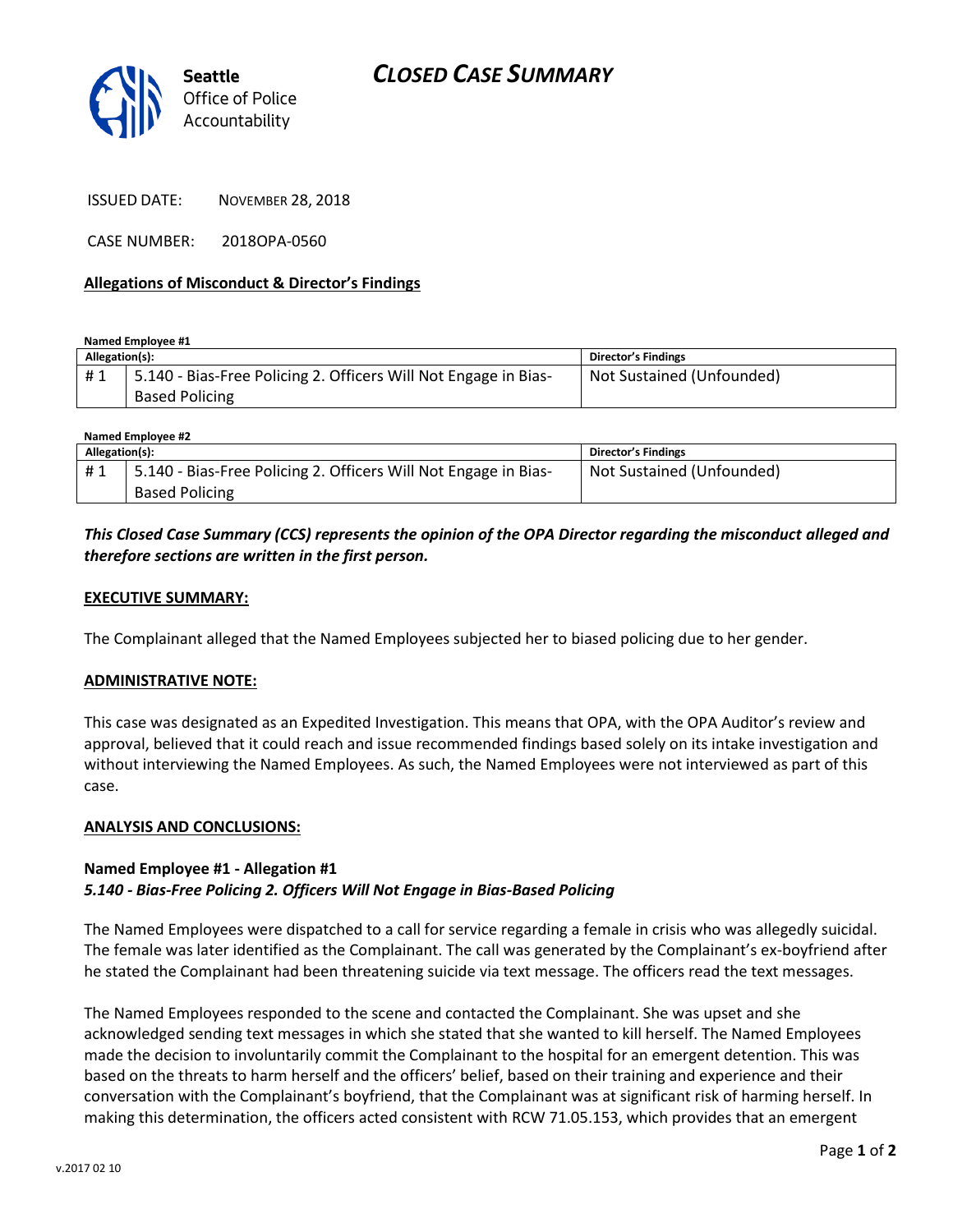# CLOSED CASE SUMMARY

Seattle Office of Police Accountability

ISSUED DATE: NOVEMBER 28, 2018

CASE NUMBER: 2018OPA-0560

**Allegations of Misconduct & Director's Findings**

**Named Employee #1**

| Allegation(s): | | Director's Findings |
|---|---|---|
| # 1 | 5.140 - Bias-Free Policing 2. Officers Will Not Engage in Bias-Based Policing | Not Sustained (Unfounded) |

**Named Employee #2**

| Allegation(s): | | Director's Findings |
|---|---|---|
| # 1 | 5.140 - Bias-Free Policing 2. Officers Will Not Engage in Bias-Based Policing | Not Sustained (Unfounded) |

***This Closed Case Summary (CCS) represents the opinion of the OPA Director regarding the misconduct alleged and therefore sections are written in the first person.***

**EXECUTIVE SUMMARY:**

The Complainant alleged that the Named Employees subjected her to biased policing due to her gender.

**ADMINISTRATIVE NOTE:**

This case was designated as an Expedited Investigation. This means that OPA, with the OPA Auditor's review and approval, believed that it could reach and issue recommended findings based solely on its intake investigation and without interviewing the Named Employees. As such, the Named Employees were not interviewed as part of this case.

**ANALYSIS AND CONCLUSIONS:**

**Named Employee #1 - Allegation #1**
***5.140 - Bias-Free Policing 2. Officers Will Not Engage in Bias-Based Policing***

The Named Employees were dispatched to a call for service regarding a female in crisis who was allegedly suicidal. The female was later identified as the Complainant. The call was generated by the Complainant's ex-boyfriend after he stated the Complainant had been threatening suicide via text message. The officers read the text messages.

The Named Employees responded to the scene and contacted the Complainant. She was upset and she acknowledged sending text messages in which she stated that she wanted to kill herself. The Named Employees made the decision to involuntarily commit the Complainant to the hospital for an emergent detention. This was based on the threats to harm herself and the officers' belief, based on their training and experience and their conversation with the Complainant's boyfriend, that the Complainant was at significant risk of harming herself. In making this determination, the officers acted consistent with RCW 71.05.153, which provides that an emergent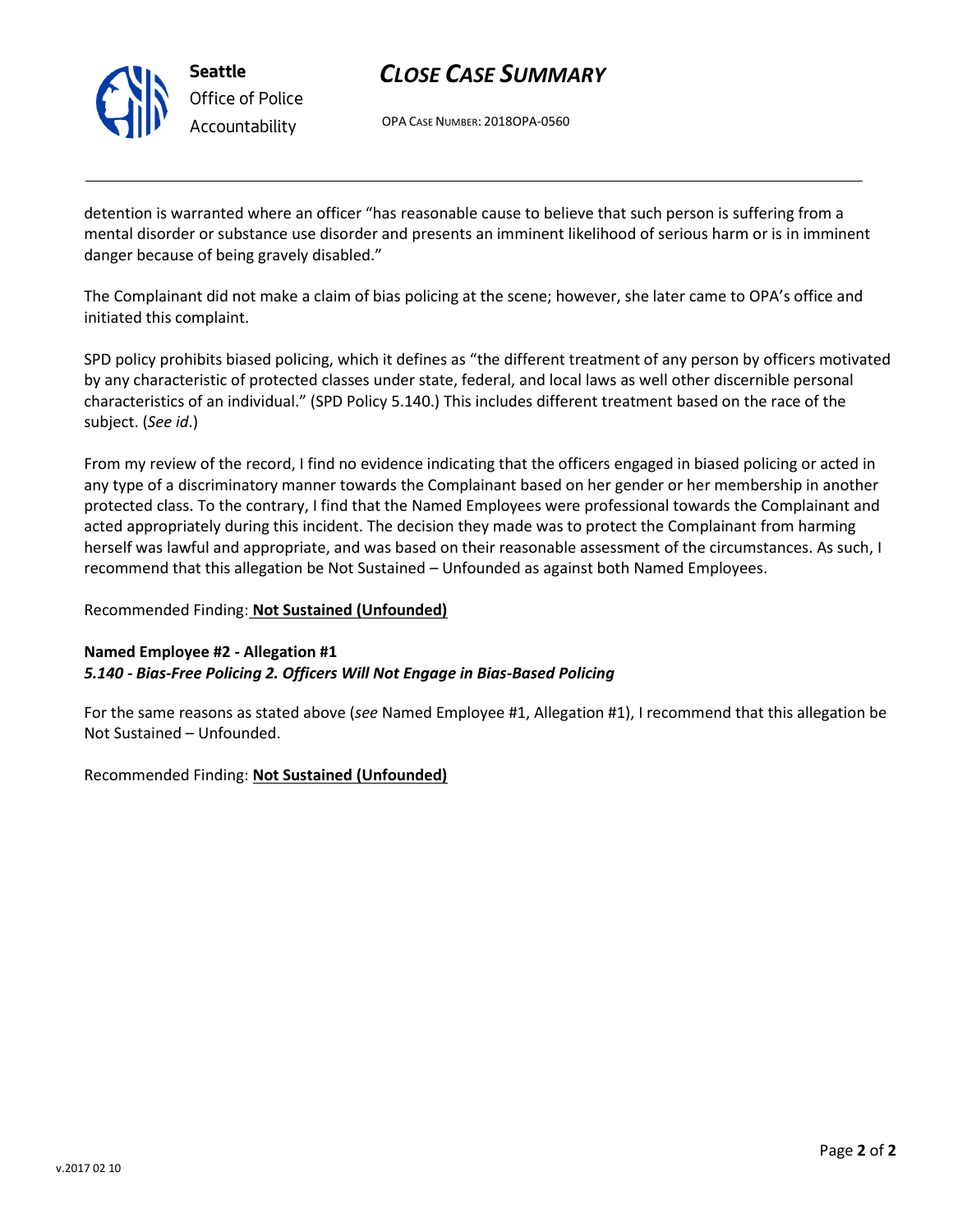detention is warranted where an officer "has reasonable cause to believe that such person is suffering from a mental disorder or substance use disorder and presents an imminent likelihood of serious harm or is in imminent danger because of being gravely disabled."

The Complainant did not make a claim of bias policing at the scene; however, she later came to OPA's office and initiated this complaint.

SPD policy prohibits biased policing, which it defines as "the different treatment of any person by officers motivated by any characteristic of protected classes under state, federal, and local laws as well other discernible personal characteristics of an individual." (SPD Policy 5.140.) This includes different treatment based on the race of the subject. (*See id*.)

From my review of the record, I find no evidence indicating that the officers engaged in biased policing or acted in any type of a discriminatory manner towards the Complainant based on her gender or her membership in another protected class. To the contrary, I find that the Named Employees were professional towards the Complainant and acted appropriately during this incident. The decision they made was to protect the Complainant from harming herself was lawful and appropriate, and was based on their reasonable assessment of the circumstances. As such, I recommend that this allegation be Not Sustained – Unfounded as against both Named Employees.

Recommended Finding: **Not Sustained (Unfounded)**

**Named Employee #2 - Allegation #1**
***5.140 - Bias-Free Policing 2. Officers Will Not Engage in Bias-Based Policing***

For the same reasons as stated above (*see* Named Employee #1, Allegation #1), I recommend that this allegation be Not Sustained – Unfounded.

Recommended Finding: **Not Sustained (Unfounded)**